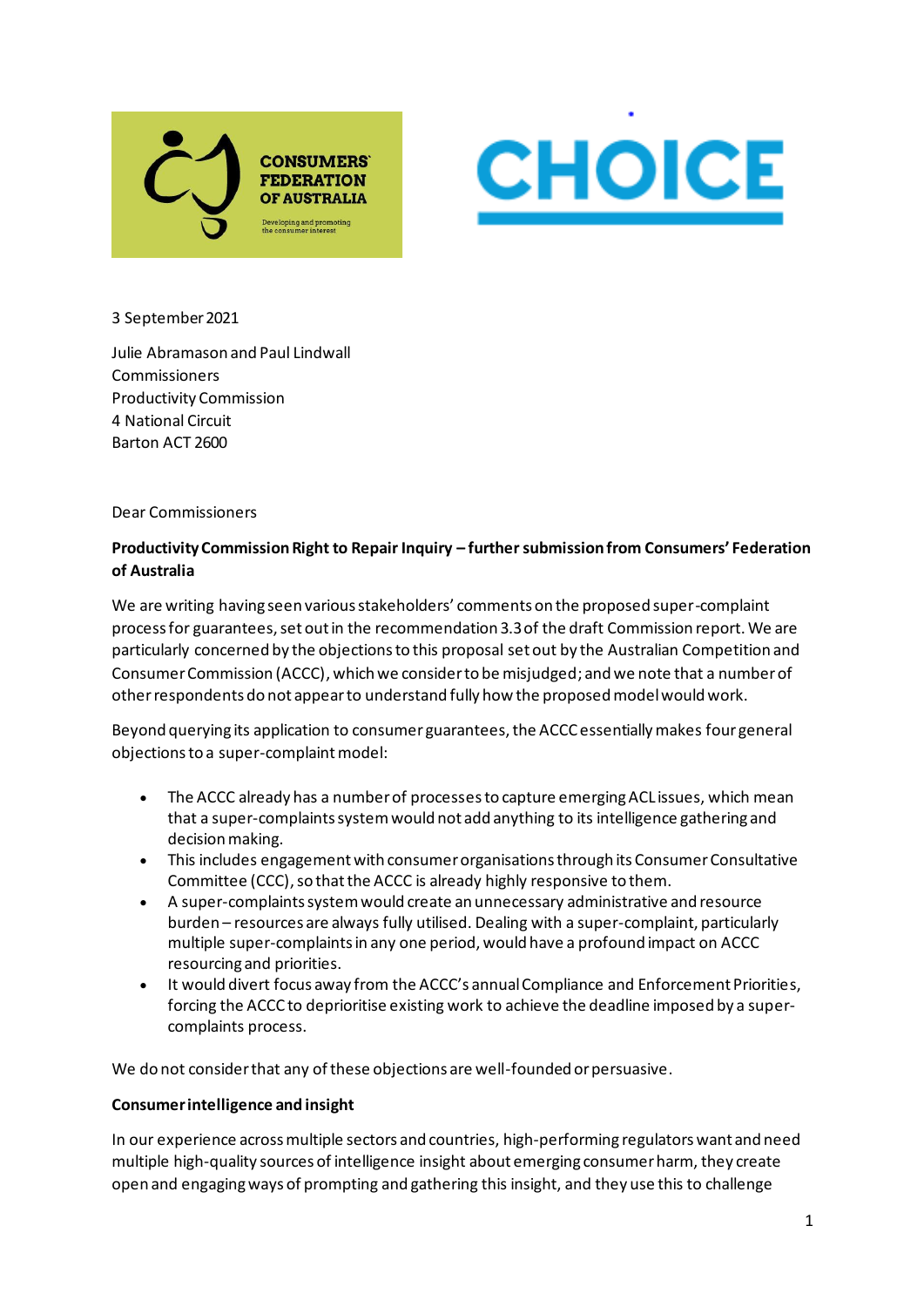3 September 2021

Julie Abramason and Paul Lindwall
Commissioners
Productivity Commission
4 National Circuit
Barton ACT 2600

Dear Commissioners

**Productivity Commission Right to Repair Inquiry – further submission from Consumers' Federation of Australia**

We are writing having seen various stakeholders' comments on the proposed super-complaint process for guarantees, set out in the recommendation 3.3 of the draft Commission report. We are particularly concerned by the objections to this proposal set out by the Australian Competition and Consumer Commission (ACCC), which we consider to be misjudged; and we note that a number of other respondents do not appear to understand fully how the proposed model would work.

Beyond querying its application to consumer guarantees, the ACCC essentially makes four general objections to a super-complaint model:

- The ACCC already has a number of processes to capture emerging ACL issues, which mean that a super-complaints system would not add anything to its intelligence gathering and decision making.
- This includes engagement with consumer organisations through its Consumer Consultative Committee (CCC), so that the ACCC is already highly responsive to them.
- A super-complaints system would create an unnecessary administrative and resource burden – resources are always fully utilised. Dealing with a super-complaint, particularly multiple super-complaints in any one period, would have a profound impact on ACCC resourcing and priorities.
- It would divert focus away from the ACCC's annual Compliance and Enforcement Priorities, forcing the ACCC to deprioritise existing work to achieve the deadline imposed by a super-complaints process.

We do not consider that any of these objections are well-founded or persuasive.

**Consumer intelligence and insight**

In our experience across multiple sectors and countries, high-performing regulators want and need multiple high-quality sources of intelligence insight about emerging consumer harm, they create open and engaging ways of prompting and gathering this insight, and they use this to challenge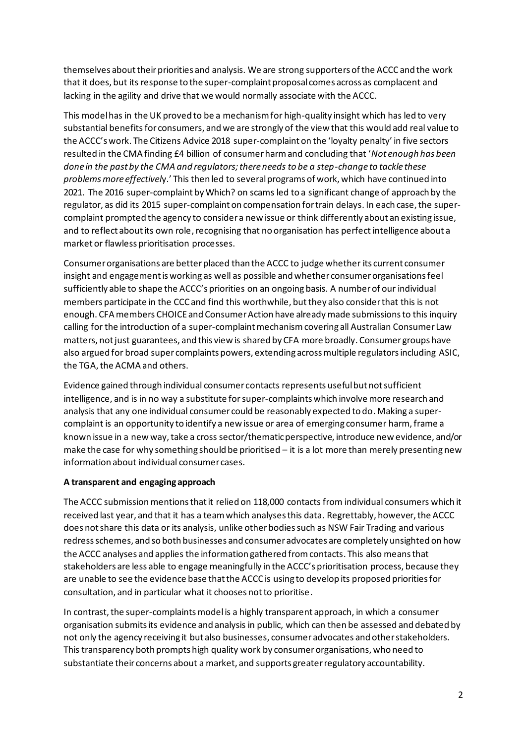themselves about their priorities and analysis. We are strong supporters of the ACCC and the work that it does, but its response to the super-complaint proposal comes across as complacent and lacking in the agility and drive that we would normally associate with the ACCC.

This model has in the UK proved to be a mechanism for high-quality insight which has led to very substantial benefits for consumers, and we are strongly of the view that this would add real value to the ACCC's work. The Citizens Advice 2018 super-complaint on the 'loyalty penalty' in five sectors resulted in the CMA finding £4 billion of consumer harm and concluding that '*Not enough has been done in the past by the CMA and regulators; there needs to be a step-change to tackle these problems more effectively*.' This then led to several programs of work, which have continued into 2021. The 2016 super-complaint by Which? on scams led to a significant change of approach by the regulator, as did its 2015 super-complaint on compensation for train delays. In each case, the super-complaint prompted the agency to consider a new issue or think differently about an existing issue, and to reflect about its own role, recognising that no organisation has perfect intelligence about a market or flawless prioritisation processes.

Consumer organisations are better placed than the ACCC to judge whether its current consumer insight and engagement is working as well as possible and whether consumer organisations feel sufficiently able to shape the ACCC's priorities on an ongoing basis. A number of our individual members participate in the CCC and find this worthwhile, but they also consider that this is not enough. CFA members CHOICE and Consumer Action have already made submissions to this inquiry calling for the introduction of a super-complaint mechanism covering all Australian Consumer Law matters, not just guarantees, and this view is shared by CFA more broadly. Consumer groups have also argued for broad super complaints powers, extending across multiple regulators including ASIC, the TGA, the ACMA and others.

Evidence gained through individual consumer contacts represents useful but not sufficient intelligence, and is in no way a substitute for super-complaints which involve more research and analysis that any one individual consumer could be reasonably expected to do. Making a super-complaint is an opportunity to identify a new issue or area of emerging consumer harm, frame a known issue in a new way, take a cross sector/thematic perspective, introduce new evidence, and/or make the case for why something should be prioritised – it is a lot more than merely presenting new information about individual consumer cases.

**A transparent and engaging approach**

The ACCC submission mentions that it relied on 118,000 contacts from individual consumers which it received last year, and that it has a team which analyses this data. Regrettably, however, the ACCC does not share this data or its analysis, unlike other bodies such as NSW Fair Trading and various redress schemes, and so both businesses and consumer advocates are completely unsighted on how the ACCC analyses and applies the information gathered from contacts. This also means that stakeholders are less able to engage meaningfully in the ACCC's prioritisation process, because they are unable to see the evidence base that the ACCC is using to develop its proposed priorities for consultation, and in particular what it chooses not to prioritise.

In contrast, the super-complaints model is a highly transparent approach, in which a consumer organisation submits its evidence and analysis in public, which can then be assessed and debated by not only the agency receiving it but also businesses, consumer advocates and other stakeholders. This transparency both prompts high quality work by consumer organisations, who need to substantiate their concerns about a market, and supports greater regulatory accountability.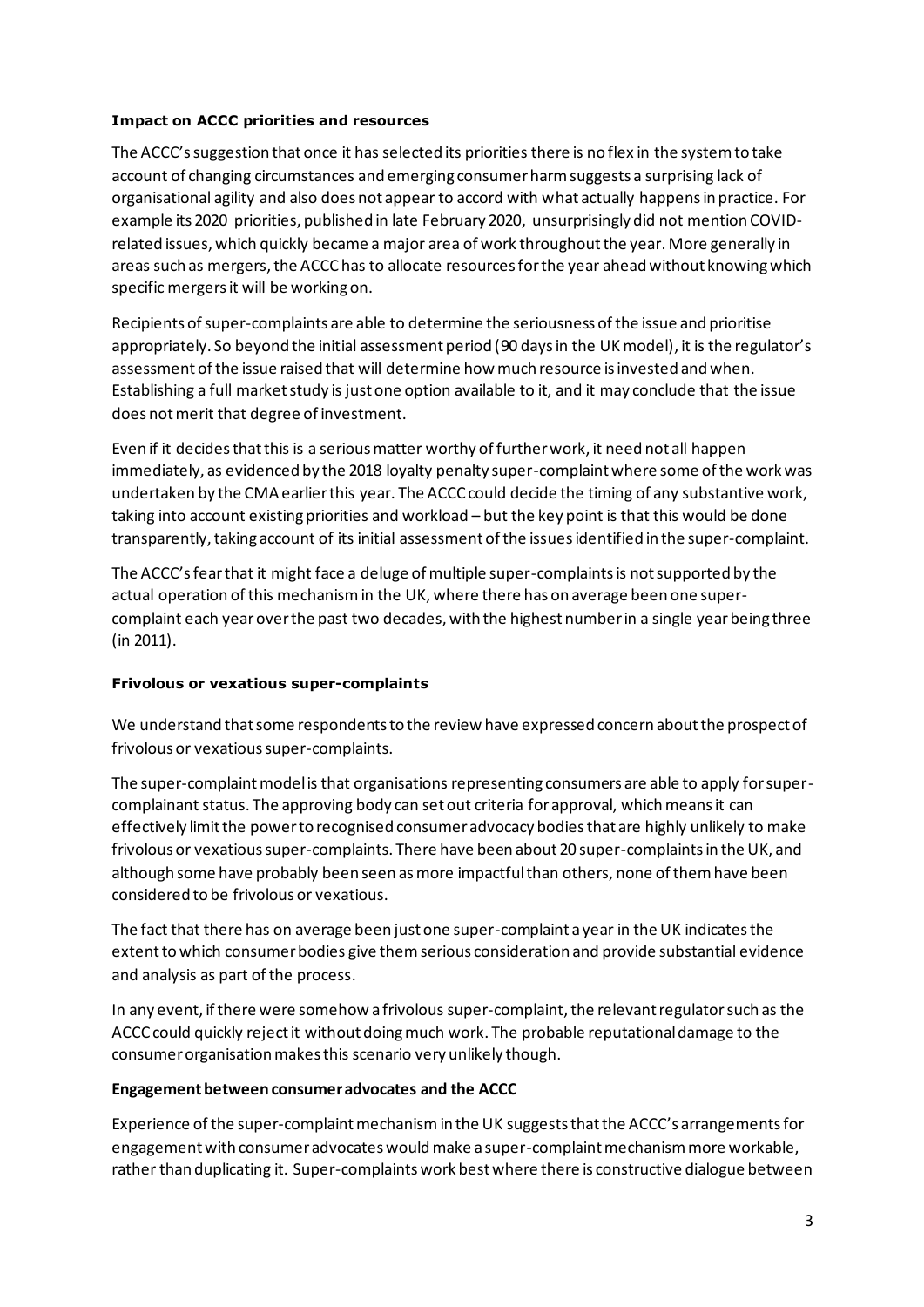**Impact on ACCC priorities and resources**

The ACCC's suggestion that once it has selected its priorities there is no flex in the system to take account of changing circumstances and emerging consumer harm suggests a surprising lack of organisational agility and also does not appear to accord with what actually happens in practice. For example its 2020 priorities, published in late February 2020, unsurprisingly did not mention COVID-related issues, which quickly became a major area of work throughout the year. More generally in areas such as mergers, the ACCC has to allocate resources for the year ahead without knowing which specific mergers it will be working on.

Recipients of super-complaints are able to determine the seriousness of the issue and prioritise appropriately. So beyond the initial assessment period (90 days in the UK model), it is the regulator's assessment of the issue raised that will determine how much resource is invested and when. Establishing a full market study is just one option available to it, and it may conclude that the issue does not merit that degree of investment.

Even if it decides that this is a serious matter worthy of further work, it need not all happen immediately, as evidenced by the 2018 loyalty penalty super-complaint where some of the work was undertaken by the CMA earlier this year. The ACCC could decide the timing of any substantive work, taking into account existing priorities and workload – but the key point is that this would be done transparently, taking account of its initial assessment of the issues identified in the super-complaint.

The ACCC's fear that it might face a deluge of multiple super-complaints is not supported by the actual operation of this mechanism in the UK, where there has on average been one super-complaint each year over the past two decades, with the highest number in a single year being three (in 2011).

**Frivolous or vexatious super-complaints**

We understand that some respondents to the review have expressed concern about the prospect of frivolous or vexatious super-complaints.

The super-complaint model is that organisations representing consumers are able to apply for super-complainant status. The approving body can set out criteria for approval, which means it can effectively limit the power to recognised consumer advocacy bodies that are highly unlikely to make frivolous or vexatious super-complaints. There have been about 20 super-complaints in the UK, and although some have probably been seen as more impactful than others, none of them have been considered to be frivolous or vexatious.

The fact that there has on average been just one super-complaint a year in the UK indicates the extent to which consumer bodies give them serious consideration and provide substantial evidence and analysis as part of the process.

In any event, if there were somehow a frivolous super-complaint, the relevant regulator such as the ACCC could quickly reject it without doing much work. The probable reputational damage to the consumer organisation makes this scenario very unlikely though.

**Engagement between consumer advocates and the ACCC**

Experience of the super-complaint mechanism in the UK suggests that the ACCC's arrangements for engagement with consumer advocates would make a super-complaint mechanism more workable, rather than duplicating it. Super-complaints work best where there is constructive dialogue between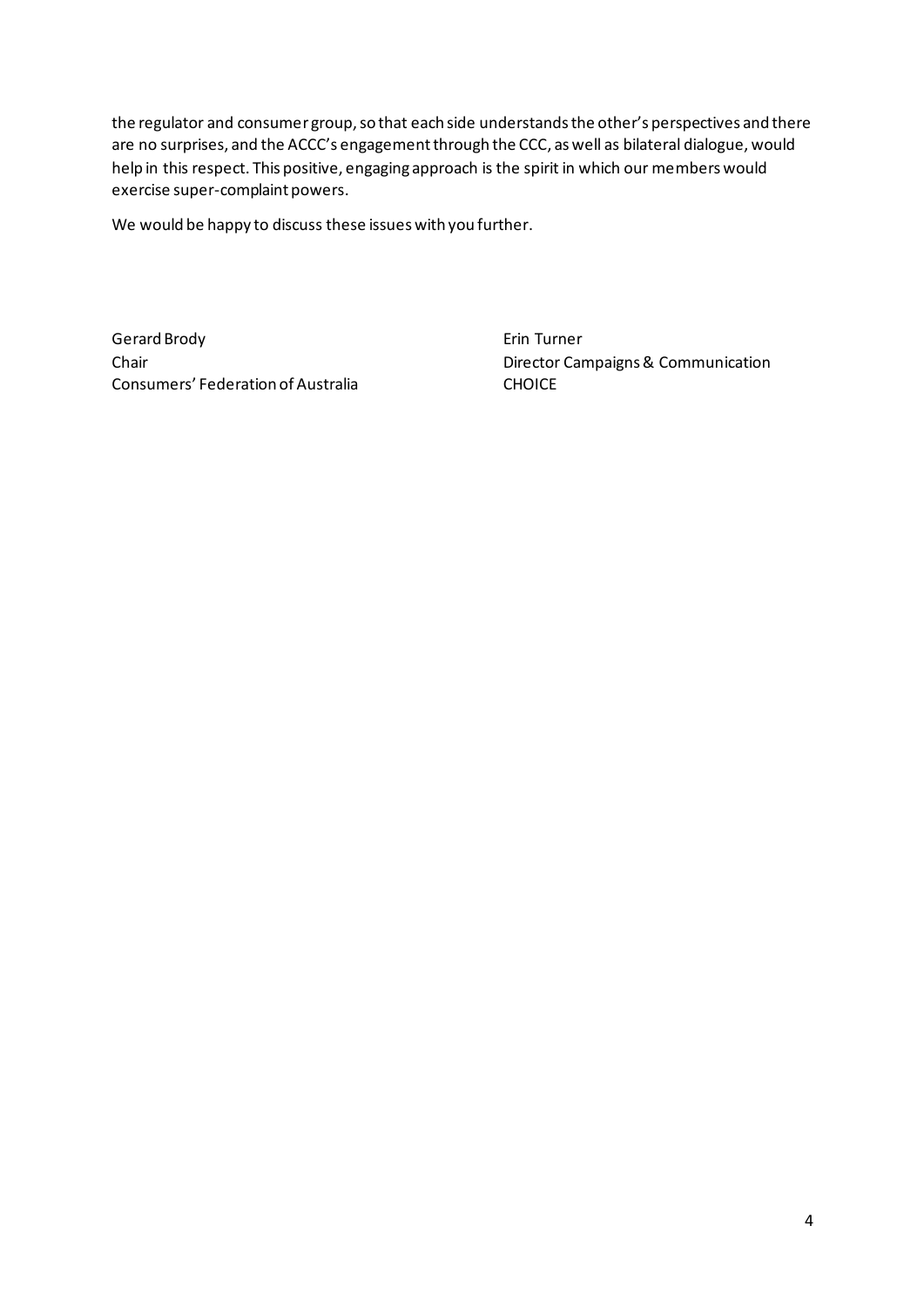the regulator and consumer group, so that each side understands the other's perspectives and there are no surprises, and the ACCC's engagement through the CCC, as well as bilateral dialogue, would help in this respect. This positive, engaging approach is the spirit in which our members would exercise super-complaint powers.

We would be happy to discuss these issues with you further.

Gerard Brody
Chair
Consumers' Federation of Australia

Erin Turner
Director Campaigns & Communication
CHOICE